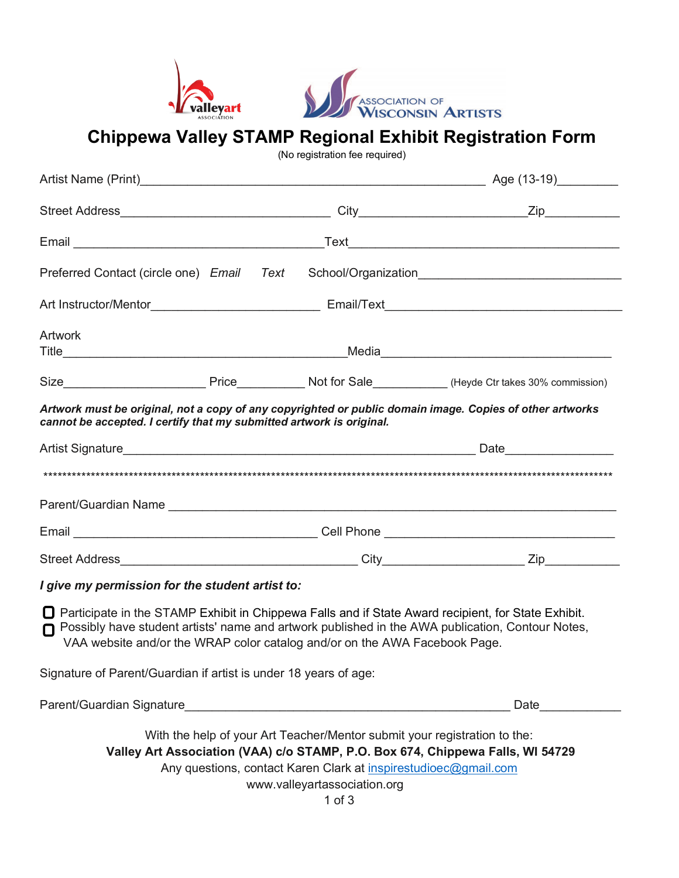valleyart ASSOCIATION

ASSOCIATION OF WISCONSIN ARTISTS

# Chippewa Valley STAMP Regional Exhibit Registration Form

(No registration fee required)

Artist Name (Print)\_\_\_\_\_\_\_\_\_\_\_\_\_\_\_\_\_\_\_\_\_\_\_\_\_\_\_\_\_\_\_\_\_\_\_\_\_\_\_\_\_\_\_\_\_\_\_\_\_\_\_ Age (13-19)\_\_\_\_\_\_\_\_\_

Street Address\_\_\_\_\_\_\_\_\_\_\_\_\_\_\_\_\_\_\_\_\_\_\_\_\_\_\_\_\_\_\_\_ City\_\_\_\_\_\_\_\_\_\_\_\_\_\_\_\_\_\_\_\_\_\_\_\_\_\_Zip\_\_\_\_\_\_\_\_\_\_\_

Email \_\_\_\_\_\_\_\_\_\_\_\_\_\_\_\_\_\_\_\_\_\_\_\_\_\_\_\_\_\_\_\_\_\_\_\_\_\_Text\_\_\_\_\_\_\_\_\_\_\_\_\_\_\_\_\_\_\_\_\_\_\_\_\_\_\_\_\_\_\_\_\_\_\_\_\_\_\_\_\_\_

Preferred Contact (circle one) *Email* *Text* School/Organization\_\_\_\_\_\_\_\_\_\_\_\_\_\_\_\_\_\_\_\_\_\_\_\_\_\_\_\_\_\_\_

Art Instructor/Mentor\_\_\_\_\_\_\_\_\_\_\_\_\_\_\_\_\_\_\_\_\_\_\_\_\_\_ Email/Text\_\_\_\_\_\_\_\_\_\_\_\_\_\_\_\_\_\_\_\_\_\_\_\_\_\_\_\_\_\_\_\_\_\_\_\_\_\_

Artwork Title\_\_\_\_\_\_\_\_\_\_\_\_\_\_\_\_\_\_\_\_\_\_\_\_\_\_\_\_\_\_\_\_\_\_\_\_\_\_\_\_\_\_\_\_Media\_\_\_\_\_\_\_\_\_\_\_\_\_\_\_\_\_\_\_\_\_\_\_\_\_\_\_\_\_\_\_\_\_\_\_\_\_

Size\_\_\_\_\_\_\_\_\_\_\_\_\_\_\_\_\_\_\_\_\_\_ Price\_\_\_\_\_\_\_\_\_\_\_ Not for Sale\_\_\_\_\_\_\_\_\_\_\_\_ (Heyde Ctr takes 30% commission)

***Artwork must be original, not a copy of any copyrighted or public domain image. Copies of other artworks cannot be accepted. I certify that my submitted artwork is original.***

Artist Signature\_\_\_\_\_\_\_\_\_\_\_\_\_\_\_\_\_\_\_\_\_\_\_\_\_\_\_\_\_\_\_\_\_\_\_\_\_\_\_\_\_\_\_\_\_\_\_\_\_\_\_\_\_\_ Date\_\_\_\_\_\_\_\_\_\_\_\_\_\_\_\_\_

\*\*\*\*\*\*\*\*\*\*\*\*\*\*\*\*\*\*\*\*\*\*\*\*\*\*\*\*\*\*\*\*\*\*\*\*\*\*\*\*\*\*\*\*\*\*\*\*\*\*\*\*\*\*\*\*\*\*\*\*\*\*\*\*\*\*\*\*\*\*\*\*\*\*\*\*\*\*\*\*\*\*\*\*\*\*\*\*\*\*\*\*\*\*\*\*\*\*\*\*\*\*\*\*\*\*\*\*\*\*

Parent/Guardian Name \_\_\_\_\_\_\_\_\_\_\_\_\_\_\_\_\_\_\_\_\_\_\_\_\_\_\_\_\_\_\_\_\_\_\_\_\_\_\_\_\_\_\_\_\_\_\_\_\_\_\_\_\_\_\_\_\_\_\_\_\_\_\_\_\_\_\_\_

Email \_\_\_\_\_\_\_\_\_\_\_\_\_\_\_\_\_\_\_\_\_\_\_\_\_\_\_\_\_\_\_\_\_\_\_\_\_\_ Cell Phone \_\_\_\_\_\_\_\_\_\_\_\_\_\_\_\_\_\_\_\_\_\_\_\_\_\_\_\_\_\_\_\_\_\_\_\_

Street Address\_\_\_\_\_\_\_\_\_\_\_\_\_\_\_\_\_\_\_\_\_\_\_\_\_\_\_\_\_\_\_\_\_\_\_\_\_ City\_\_\_\_\_\_\_\_\_\_\_\_\_\_\_\_\_\_\_\_\_\_ Zip\_\_\_\_\_\_\_\_\_\_\_

***I give my permission for the student artist to:***

- ☐ Participate in the STAMP Exhibit in Chippewa Falls and if State Award recipient, for State Exhibit.
- ☐ Possibly have student artists' name and artwork published in the AWA publication, Contour Notes, VAA website and/or the WRAP color catalog and/or on the AWA Facebook Page.

Signature of Parent/Guardian if artist is under 18 years of age:

Parent/Guardian Signature\_\_\_\_\_\_\_\_\_\_\_\_\_\_\_\_\_\_\_\_\_\_\_\_\_\_\_\_\_\_\_\_\_\_\_\_\_\_\_\_\_\_\_\_\_\_\_\_\_\_ Date\_\_\_\_\_\_\_\_\_\_\_\_\_

With the help of your Art Teacher/Mentor submit your registration to the:

**Valley Art Association (VAA) c/o STAMP, P.O. Box 674, Chippewa Falls, WI 54729**

Any questions, contact Karen Clark at inspirestudioec@gmail.com

www.valleyartassociation.org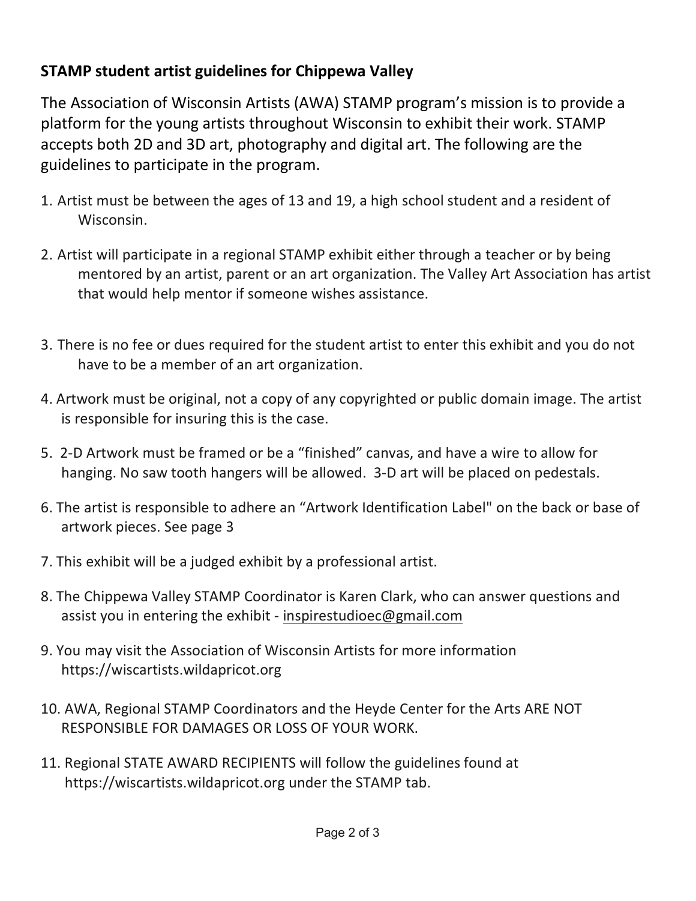## STAMP student artist guidelines for Chippewa Valley

The Association of Wisconsin Artists (AWA) STAMP program's mission is to provide a platform for the young artists throughout Wisconsin to exhibit their work. STAMP accepts both 2D and 3D art, photography and digital art. The following are the guidelines to participate in the program.

1. Artist must be between the ages of 13 and 19, a high school student and a resident of Wisconsin.
2. Artist will participate in a regional STAMP exhibit either through a teacher or by being mentored by an artist, parent or an art organization. The Valley Art Association has artist that would help mentor if someone wishes assistance.
3. There is no fee or dues required for the student artist to enter this exhibit and you do not have to be a member of an art organization.
4. Artwork must be original, not a copy of any copyrighted or public domain image. The artist is responsible for insuring this is the case.
5. 2-D Artwork must be framed or be a "finished" canvas, and have a wire to allow for hanging. No saw tooth hangers will be allowed. 3-D art will be placed on pedestals.
6. The artist is responsible to adhere an "Artwork Identification Label" on the back or base of artwork pieces. See page 3
7. This exhibit will be a judged exhibit by a professional artist.
8. The Chippewa Valley STAMP Coordinator is Karen Clark, who can answer questions and assist you in entering the exhibit - inspirestudioec@gmail.com
9. You may visit the Association of Wisconsin Artists for more information https://wiscartists.wildapricot.org
10. AWA, Regional STAMP Coordinators and the Heyde Center for the Arts ARE NOT RESPONSIBLE FOR DAMAGES OR LOSS OF YOUR WORK.
11. Regional STATE AWARD RECIPIENTS will follow the guidelines found at https://wiscartists.wildapricot.org under the STAMP tab.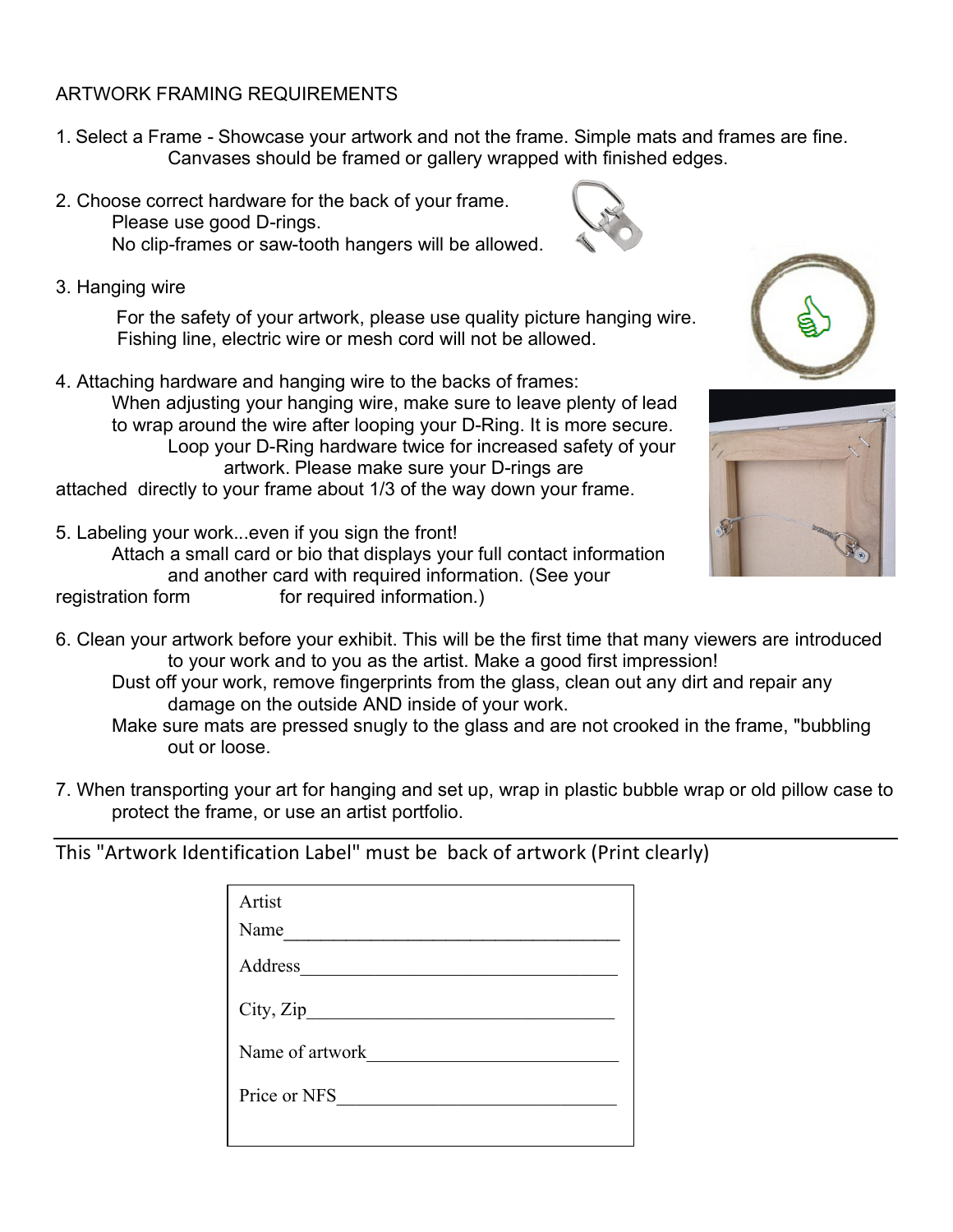ARTWORK FRAMING REQUIREMENTS

1. Select a Frame - Showcase your artwork and not the frame. Simple mats and frames are fine. Canvases should be framed or gallery wrapped with finished edges.

2. Choose correct hardware for the back of your frame.
   Please use good D-rings.
   No clip-frames or saw-tooth hangers will be allowed.

3. Hanging wire

   For the safety of your artwork, please use quality picture hanging wire. Fishing line, electric wire or mesh cord will not be allowed.

4. Attaching hardware and hanging wire to the backs of frames:
   When adjusting your hanging wire, make sure to leave plenty of lead to wrap around the wire after looping your D-Ring. It is more secure. Loop your D-Ring hardware twice for increased safety of your artwork. Please make sure your D-rings are attached directly to your frame about 1/3 of the way down your frame.

5. Labeling your work...even if you sign the front!
   Attach a small card or bio that displays your full contact information and another card with required information. (See your registration form for required information.)

6. Clean your artwork before your exhibit. This will be the first time that many viewers are introduced to your work and to you as the artist. Make a good first impression!
   Dust off your work, remove fingerprints from the glass, clean out any dirt and repair any damage on the outside AND inside of your work.
   Make sure mats are pressed snugly to the glass and are not crooked in the frame, "bubbling out or loose.

7. When transporting your art for hanging and set up, wrap in plastic bubble wrap or old pillow case to protect the frame, or use an artist portfolio.

---

This "Artwork Identification Label" must be back of artwork (Print clearly)

Artist Name\_\_\_\_\_\_\_\_\_\_\_\_\_\_\_\_\_\_\_\_\_\_\_\_\_\_\_\_\_\_\_\_\_\_\_\_

Address\_\_\_\_\_\_\_\_\_\_\_\_\_\_\_\_\_\_\_\_\_\_\_\_\_\_\_\_\_\_\_\_\_\_\_\_

City, Zip\_\_\_\_\_\_\_\_\_\_\_\_\_\_\_\_\_\_\_\_\_\_\_\_\_\_\_\_\_\_\_\_\_\_\_

Name of artwork\_\_\_\_\_\_\_\_\_\_\_\_\_\_\_\_\_\_\_\_\_\_\_\_\_\_\_\_\_\_

Price or NFS\_\_\_\_\_\_\_\_\_\_\_\_\_\_\_\_\_\_\_\_\_\_\_\_\_\_\_\_\_\_\_\_